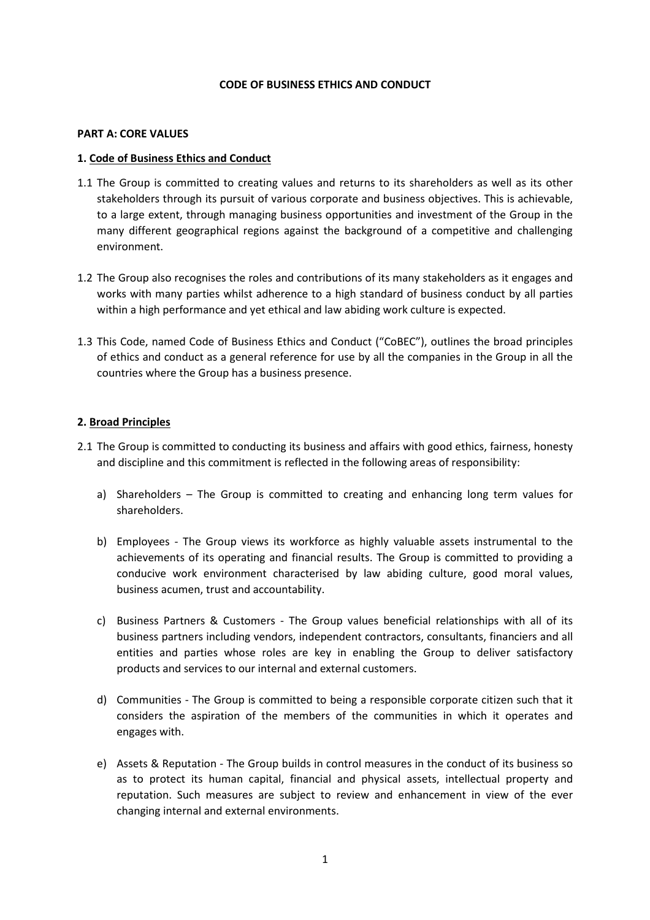# CODE OF BUSINESS ETHICS AND CONDUCT

## PART A: CORE VALUES

### 1. Code of Business Ethics and Conduct

1.1 The Group is committed to creating values and returns to its shareholders as well as its other stakeholders through its pursuit of various corporate and business objectives. This is achievable, to a large extent, through managing business opportunities and investment of the Group in the many different geographical regions against the background of a competitive and challenging environment.

1.2 The Group also recognises the roles and contributions of its many stakeholders as it engages and works with many parties whilst adherence to a high standard of business conduct by all parties within a high performance and yet ethical and law abiding work culture is expected.

1.3 This Code, named Code of Business Ethics and Conduct ("CoBEC"), outlines the broad principles of ethics and conduct as a general reference for use by all the companies in the Group in all the countries where the Group has a business presence.

### 2. Broad Principles

2.1 The Group is committed to conducting its business and affairs with good ethics, fairness, honesty and discipline and this commitment is reflected in the following areas of responsibility:

a) Shareholders – The Group is committed to creating and enhancing long term values for shareholders.

b) Employees - The Group views its workforce as highly valuable assets instrumental to the achievements of its operating and financial results. The Group is committed to providing a conducive work environment characterised by law abiding culture, good moral values, business acumen, trust and accountability.

c) Business Partners & Customers - The Group values beneficial relationships with all of its business partners including vendors, independent contractors, consultants, financiers and all entities and parties whose roles are key in enabling the Group to deliver satisfactory products and services to our internal and external customers.

d) Communities - The Group is committed to being a responsible corporate citizen such that it considers the aspiration of the members of the communities in which it operates and engages with.

e) Assets & Reputation - The Group builds in control measures in the conduct of its business so as to protect its human capital, financial and physical assets, intellectual property and reputation. Such measures are subject to review and enhancement in view of the ever changing internal and external environments.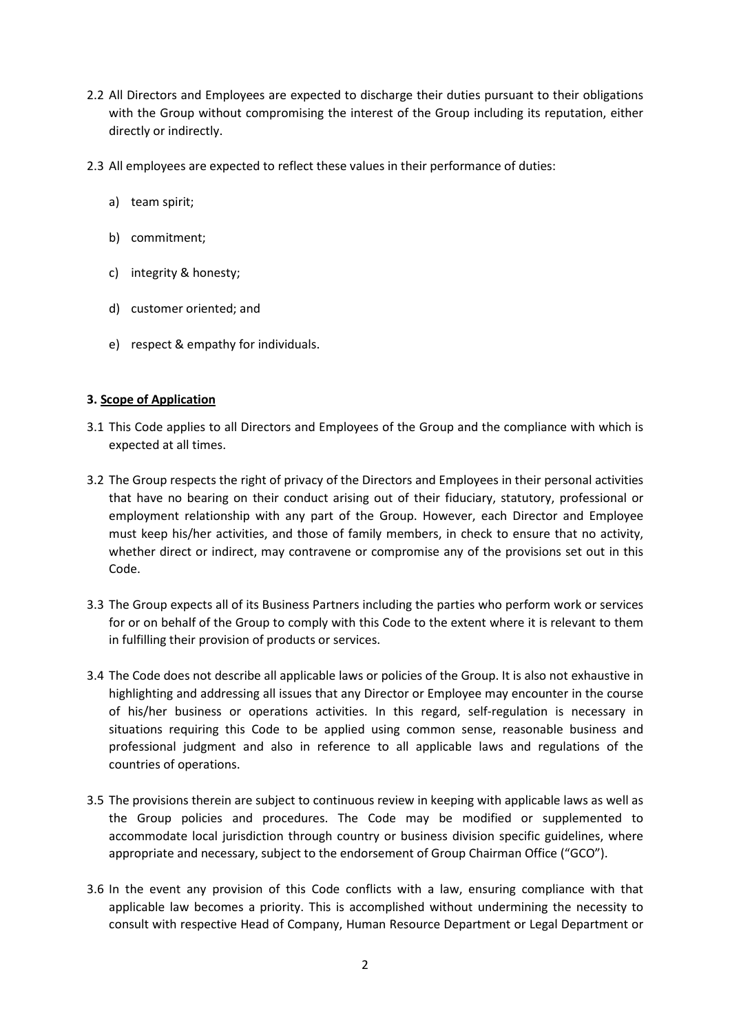2.2 All Directors and Employees are expected to discharge their duties pursuant to their obligations with the Group without compromising the interest of the Group including its reputation, either directly or indirectly.

2.3 All employees are expected to reflect these values in their performance of duties:

a) team spirit;

b) commitment;

c) integrity & honesty;

d) customer oriented; and

e) respect & empathy for individuals.

**3. <u>Scope of Application</u>**

3.1 This Code applies to all Directors and Employees of the Group and the compliance with which is expected at all times.

3.2 The Group respects the right of privacy of the Directors and Employees in their personal activities that have no bearing on their conduct arising out of their fiduciary, statutory, professional or employment relationship with any part of the Group. However, each Director and Employee must keep his/her activities, and those of family members, in check to ensure that no activity, whether direct or indirect, may contravene or compromise any of the provisions set out in this Code.

3.3 The Group expects all of its Business Partners including the parties who perform work or services for or on behalf of the Group to comply with this Code to the extent where it is relevant to them in fulfilling their provision of products or services.

3.4 The Code does not describe all applicable laws or policies of the Group. It is also not exhaustive in highlighting and addressing all issues that any Director or Employee may encounter in the course of his/her business or operations activities. In this regard, self-regulation is necessary in situations requiring this Code to be applied using common sense, reasonable business and professional judgment and also in reference to all applicable laws and regulations of the countries of operations.

3.5 The provisions therein are subject to continuous review in keeping with applicable laws as well as the Group policies and procedures. The Code may be modified or supplemented to accommodate local jurisdiction through country or business division specific guidelines, where appropriate and necessary, subject to the endorsement of Group Chairman Office ("GCO").

3.6 In the event any provision of this Code conflicts with a law, ensuring compliance with that applicable law becomes a priority. This is accomplished without undermining the necessity to consult with respective Head of Company, Human Resource Department or Legal Department or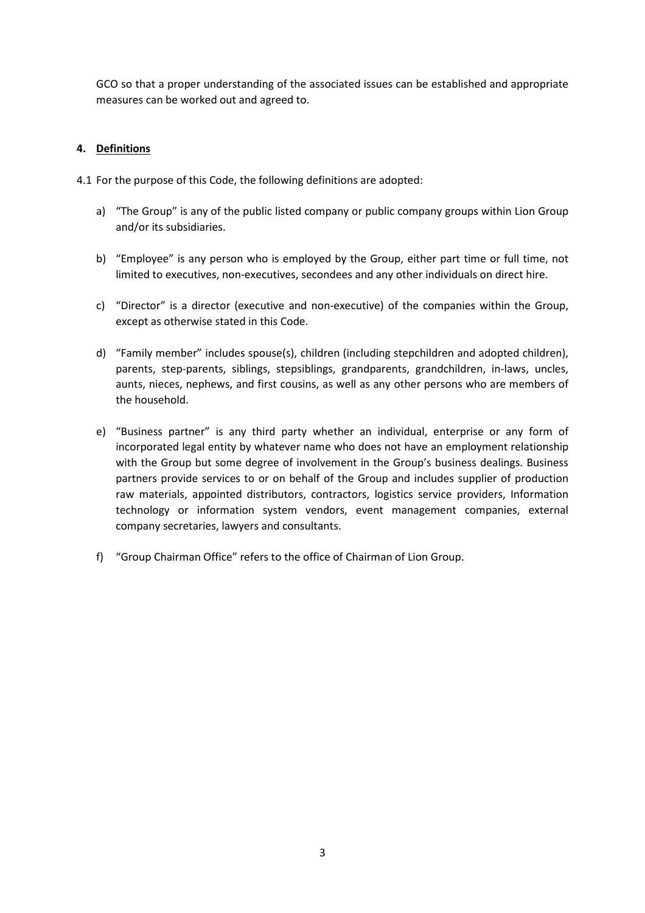GCO so that a proper understanding of the associated issues can be established and appropriate measures can be worked out and agreed to.

## 4. Definitions

4.1 For the purpose of this Code, the following definitions are adopted:

a) "The Group" is any of the public listed company or public company groups within Lion Group and/or its subsidiaries.

b) "Employee" is any person who is employed by the Group, either part time or full time, not limited to executives, non-executives, secondees and any other individuals on direct hire.

c) "Director" is a director (executive and non-executive) of the companies within the Group, except as otherwise stated in this Code.

d) "Family member" includes spouse(s), children (including stepchildren and adopted children), parents, step-parents, siblings, stepsiblings, grandparents, grandchildren, in-laws, uncles, aunts, nieces, nephews, and first cousins, as well as any other persons who are members of the household.

e) "Business partner" is any third party whether an individual, enterprise or any form of incorporated legal entity by whatever name who does not have an employment relationship with the Group but some degree of involvement in the Group's business dealings. Business partners provide services to or on behalf of the Group and includes supplier of production raw materials, appointed distributors, contractors, logistics service providers, Information technology or information system vendors, event management companies, external company secretaries, lawyers and consultants.

f) "Group Chairman Office" refers to the office of Chairman of Lion Group.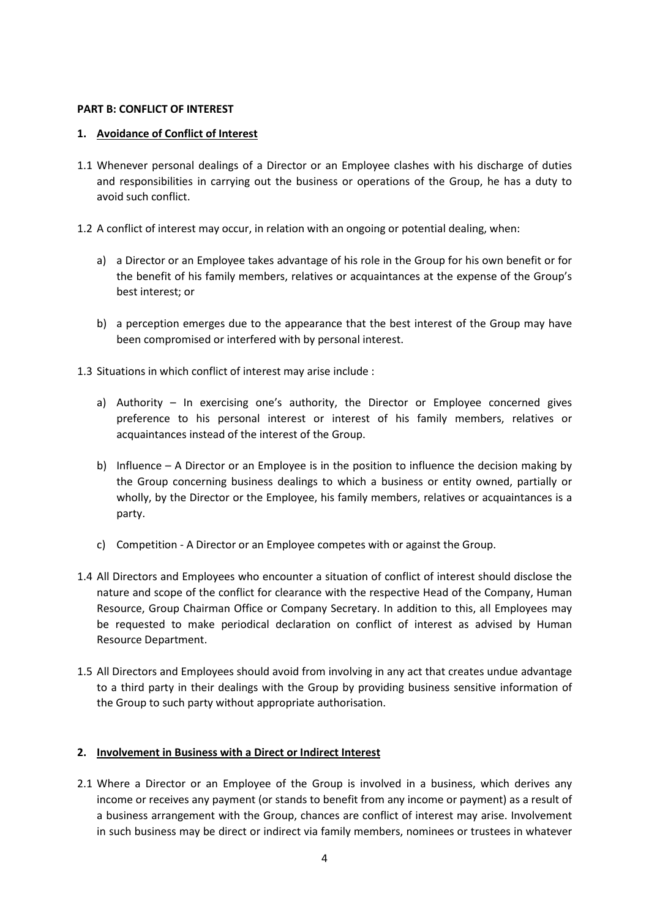**PART B: CONFLICT OF INTEREST**

**1. Avoidance of Conflict of Interest**

1.1 Whenever personal dealings of a Director or an Employee clashes with his discharge of duties and responsibilities in carrying out the business or operations of the Group, he has a duty to avoid such conflict.

1.2 A conflict of interest may occur, in relation with an ongoing or potential dealing, when:

a) a Director or an Employee takes advantage of his role in the Group for his own benefit or for the benefit of his family members, relatives or acquaintances at the expense of the Group's best interest; or

b) a perception emerges due to the appearance that the best interest of the Group may have been compromised or interfered with by personal interest.

1.3 Situations in which conflict of interest may arise include :

a) Authority – In exercising one's authority, the Director or Employee concerned gives preference to his personal interest or interest of his family members, relatives or acquaintances instead of the interest of the Group.

b) Influence – A Director or an Employee is in the position to influence the decision making by the Group concerning business dealings to which a business or entity owned, partially or wholly, by the Director or the Employee, his family members, relatives or acquaintances is a party.

c) Competition - A Director or an Employee competes with or against the Group.

1.4 All Directors and Employees who encounter a situation of conflict of interest should disclose the nature and scope of the conflict for clearance with the respective Head of the Company, Human Resource, Group Chairman Office or Company Secretary. In addition to this, all Employees may be requested to make periodical declaration on conflict of interest as advised by Human Resource Department.

1.5 All Directors and Employees should avoid from involving in any act that creates undue advantage to a third party in their dealings with the Group by providing business sensitive information of the Group to such party without appropriate authorisation.

**2. Involvement in Business with a Direct or Indirect Interest**

2.1 Where a Director or an Employee of the Group is involved in a business, which derives any income or receives any payment (or stands to benefit from any income or payment) as a result of a business arrangement with the Group, chances are conflict of interest may arise. Involvement in such business may be direct or indirect via family members, nominees or trustees in whatever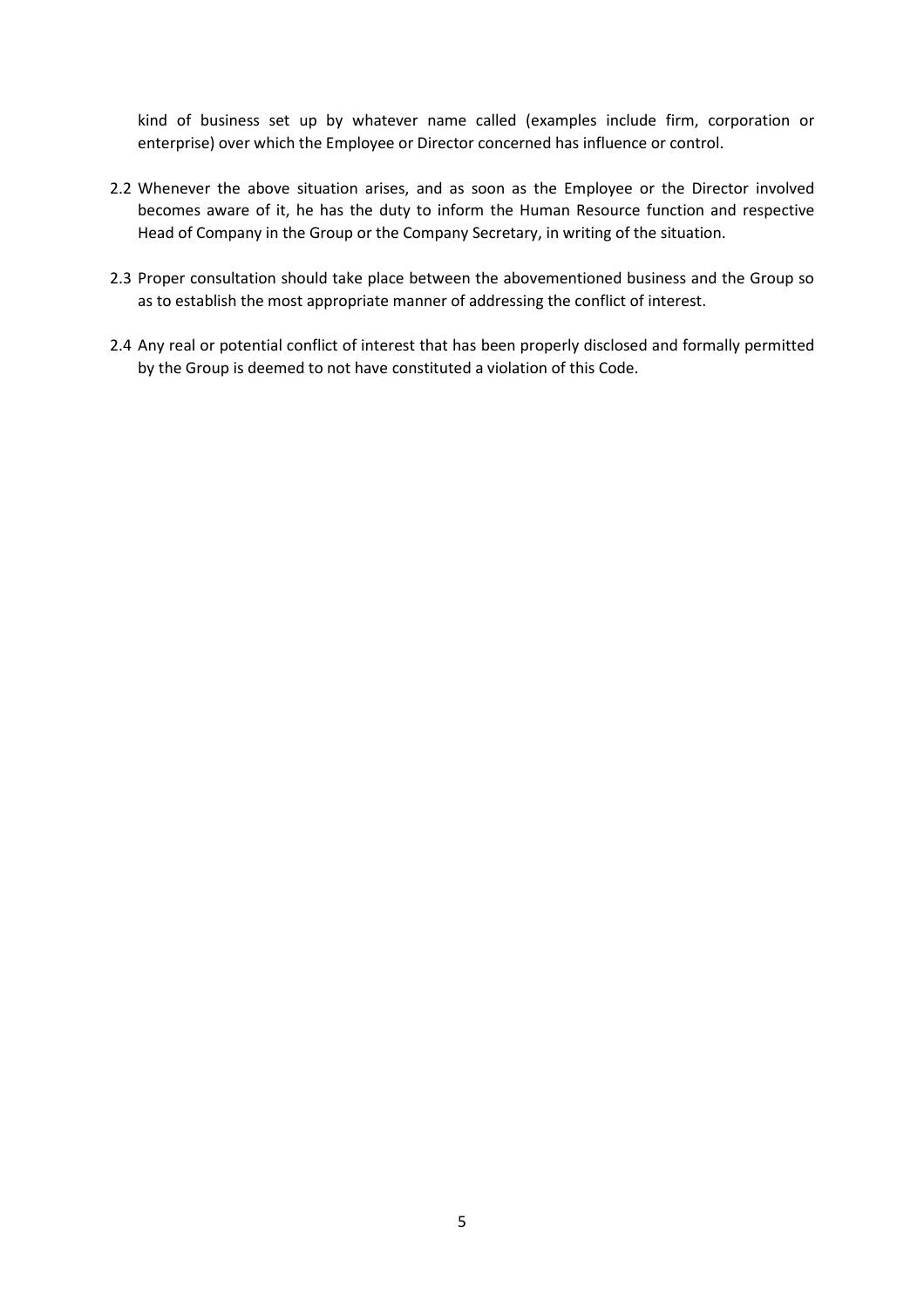kind of business set up by whatever name called (examples include firm, corporation or enterprise) over which the Employee or Director concerned has influence or control.

2.2 Whenever the above situation arises, and as soon as the Employee or the Director involved becomes aware of it, he has the duty to inform the Human Resource function and respective Head of Company in the Group or the Company Secretary, in writing of the situation.

2.3 Proper consultation should take place between the abovementioned business and the Group so as to establish the most appropriate manner of addressing the conflict of interest.

2.4 Any real or potential conflict of interest that has been properly disclosed and formally permitted by the Group is deemed to not have constituted a violation of this Code.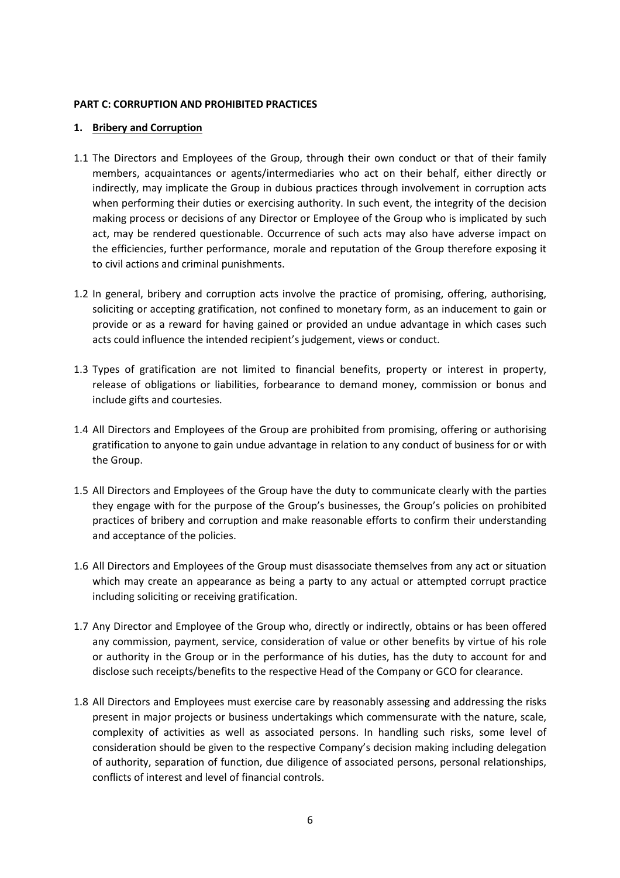**PART C: CORRUPTION AND PROHIBITED PRACTICES**

**1. Bribery and Corruption**

1.1 The Directors and Employees of the Group, through their own conduct or that of their family members, acquaintances or agents/intermediaries who act on their behalf, either directly or indirectly, may implicate the Group in dubious practices through involvement in corruption acts when performing their duties or exercising authority. In such event, the integrity of the decision making process or decisions of any Director or Employee of the Group who is implicated by such act, may be rendered questionable. Occurrence of such acts may also have adverse impact on the efficiencies, further performance, morale and reputation of the Group therefore exposing it to civil actions and criminal punishments.

1.2 In general, bribery and corruption acts involve the practice of promising, offering, authorising, soliciting or accepting gratification, not confined to monetary form, as an inducement to gain or provide or as a reward for having gained or provided an undue advantage in which cases such acts could influence the intended recipient's judgement, views or conduct.

1.3 Types of gratification are not limited to financial benefits, property or interest in property, release of obligations or liabilities, forbearance to demand money, commission or bonus and include gifts and courtesies.

1.4 All Directors and Employees of the Group are prohibited from promising, offering or authorising gratification to anyone to gain undue advantage in relation to any conduct of business for or with the Group.

1.5 All Directors and Employees of the Group have the duty to communicate clearly with the parties they engage with for the purpose of the Group's businesses, the Group's policies on prohibited practices of bribery and corruption and make reasonable efforts to confirm their understanding and acceptance of the policies.

1.6 All Directors and Employees of the Group must disassociate themselves from any act or situation which may create an appearance as being a party to any actual or attempted corrupt practice including soliciting or receiving gratification.

1.7 Any Director and Employee of the Group who, directly or indirectly, obtains or has been offered any commission, payment, service, consideration of value or other benefits by virtue of his role or authority in the Group or in the performance of his duties, has the duty to account for and disclose such receipts/benefits to the respective Head of the Company or GCO for clearance.

1.8 All Directors and Employees must exercise care by reasonably assessing and addressing the risks present in major projects or business undertakings which commensurate with the nature, scale, complexity of activities as well as associated persons. In handling such risks, some level of consideration should be given to the respective Company's decision making including delegation of authority, separation of function, due diligence of associated persons, personal relationships, conflicts of interest and level of financial controls.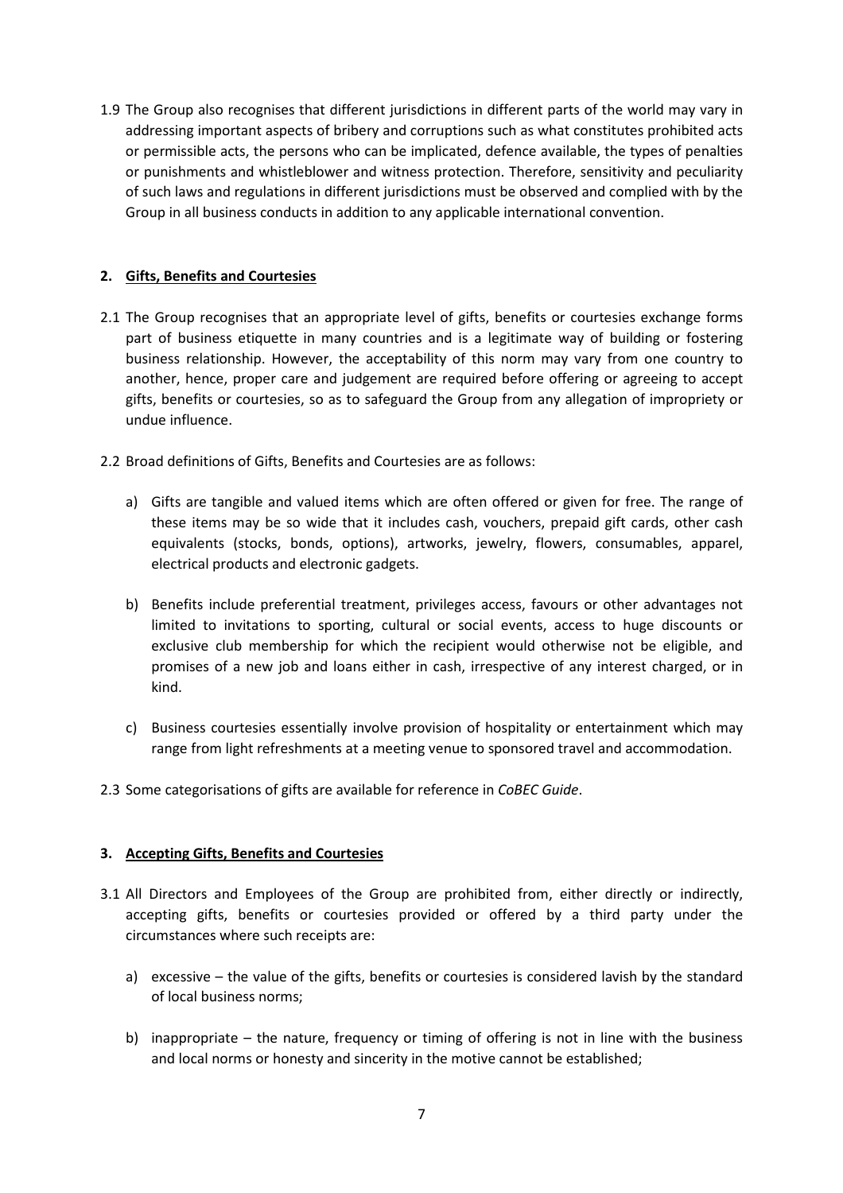1.9 The Group also recognises that different jurisdictions in different parts of the world may vary in addressing important aspects of bribery and corruptions such as what constitutes prohibited acts or permissible acts, the persons who can be implicated, defence available, the types of penalties or punishments and whistleblower and witness protection. Therefore, sensitivity and peculiarity of such laws and regulations in different jurisdictions must be observed and complied with by the Group in all business conducts in addition to any applicable international convention.

## 2. Gifts, Benefits and Courtesies

2.1 The Group recognises that an appropriate level of gifts, benefits or courtesies exchange forms part of business etiquette in many countries and is a legitimate way of building or fostering business relationship. However, the acceptability of this norm may vary from one country to another, hence, proper care and judgement are required before offering or agreeing to accept gifts, benefits or courtesies, so as to safeguard the Group from any allegation of impropriety or undue influence.

2.2 Broad definitions of Gifts, Benefits and Courtesies are as follows:

a) Gifts are tangible and valued items which are often offered or given for free. The range of these items may be so wide that it includes cash, vouchers, prepaid gift cards, other cash equivalents (stocks, bonds, options), artworks, jewelry, flowers, consumables, apparel, electrical products and electronic gadgets.

b) Benefits include preferential treatment, privileges access, favours or other advantages not limited to invitations to sporting, cultural or social events, access to huge discounts or exclusive club membership for which the recipient would otherwise not be eligible, and promises of a new job and loans either in cash, irrespective of any interest charged, or in kind.

c) Business courtesies essentially involve provision of hospitality or entertainment which may range from light refreshments at a meeting venue to sponsored travel and accommodation.

2.3 Some categorisations of gifts are available for reference in *CoBEC Guide*.

## 3. Accepting Gifts, Benefits and Courtesies

3.1 All Directors and Employees of the Group are prohibited from, either directly or indirectly, accepting gifts, benefits or courtesies provided or offered by a third party under the circumstances where such receipts are:

a) excessive – the value of the gifts, benefits or courtesies is considered lavish by the standard of local business norms;

b) inappropriate – the nature, frequency or timing of offering is not in line with the business and local norms or honesty and sincerity in the motive cannot be established;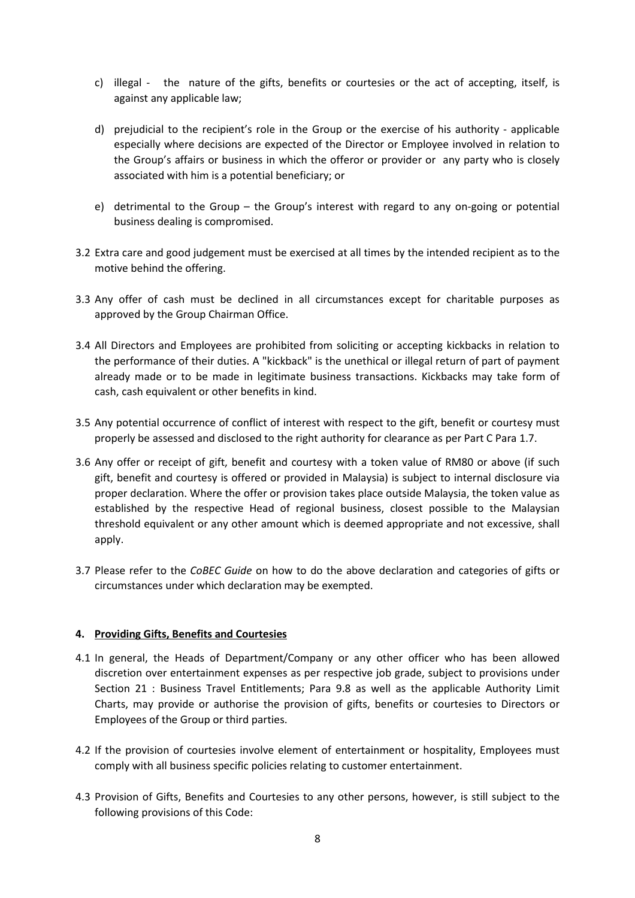c) illegal - the nature of the gifts, benefits or courtesies or the act of accepting, itself, is against any applicable law;

d) prejudicial to the recipient's role in the Group or the exercise of his authority - applicable especially where decisions are expected of the Director or Employee involved in relation to the Group's affairs or business in which the offeror or provider or any party who is closely associated with him is a potential beneficiary; or

e) detrimental to the Group – the Group's interest with regard to any on-going or potential business dealing is compromised.

3.2 Extra care and good judgement must be exercised at all times by the intended recipient as to the motive behind the offering.

3.3 Any offer of cash must be declined in all circumstances except for charitable purposes as approved by the Group Chairman Office.

3.4 All Directors and Employees are prohibited from soliciting or accepting kickbacks in relation to the performance of their duties. A "kickback" is the unethical or illegal return of part of payment already made or to be made in legitimate business transactions. Kickbacks may take form of cash, cash equivalent or other benefits in kind.

3.5 Any potential occurrence of conflict of interest with respect to the gift, benefit or courtesy must properly be assessed and disclosed to the right authority for clearance as per Part C Para 1.7.

3.6 Any offer or receipt of gift, benefit and courtesy with a token value of RM80 or above (if such gift, benefit and courtesy is offered or provided in Malaysia) is subject to internal disclosure via proper declaration. Where the offer or provision takes place outside Malaysia, the token value as established by the respective Head of regional business, closest possible to the Malaysian threshold equivalent or any other amount which is deemed appropriate and not excessive, shall apply.

3.7 Please refer to the *CoBEC Guide* on how to do the above declaration and categories of gifts or circumstances under which declaration may be exempted.

**4. Providing Gifts, Benefits and Courtesies**

4.1 In general, the Heads of Department/Company or any other officer who has been allowed discretion over entertainment expenses as per respective job grade, subject to provisions under Section 21 : Business Travel Entitlements; Para 9.8 as well as the applicable Authority Limit Charts, may provide or authorise the provision of gifts, benefits or courtesies to Directors or Employees of the Group or third parties.

4.2 If the provision of courtesies involve element of entertainment or hospitality, Employees must comply with all business specific policies relating to customer entertainment.

4.3 Provision of Gifts, Benefits and Courtesies to any other persons, however, is still subject to the following provisions of this Code: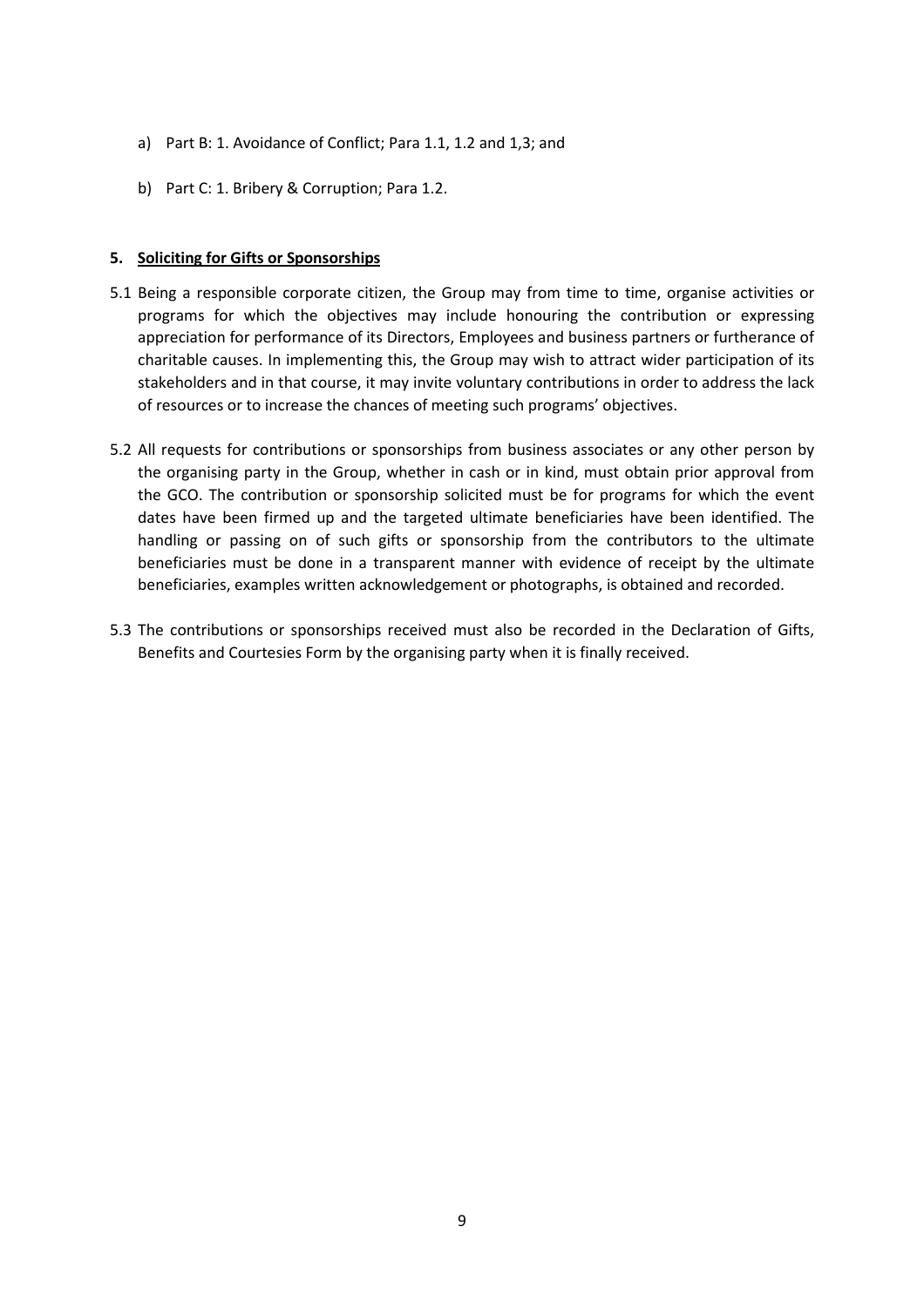a) Part B: 1. Avoidance of Conflict; Para 1.1, 1.2 and 1,3; and

b) Part C: 1. Bribery & Corruption; Para 1.2.

**5. <u>Soliciting for Gifts or Sponsorships</u>**

5.1 Being a responsible corporate citizen, the Group may from time to time, organise activities or programs for which the objectives may include honouring the contribution or expressing appreciation for performance of its Directors, Employees and business partners or furtherance of charitable causes. In implementing this, the Group may wish to attract wider participation of its stakeholders and in that course, it may invite voluntary contributions in order to address the lack of resources or to increase the chances of meeting such programs' objectives.

5.2 All requests for contributions or sponsorships from business associates or any other person by the organising party in the Group, whether in cash or in kind, must obtain prior approval from the GCO. The contribution or sponsorship solicited must be for programs for which the event dates have been firmed up and the targeted ultimate beneficiaries have been identified. The handling or passing on of such gifts or sponsorship from the contributors to the ultimate beneficiaries must be done in a transparent manner with evidence of receipt by the ultimate beneficiaries, examples written acknowledgement or photographs, is obtained and recorded.

5.3 The contributions or sponsorships received must also be recorded in the Declaration of Gifts, Benefits and Courtesies Form by the organising party when it is finally received.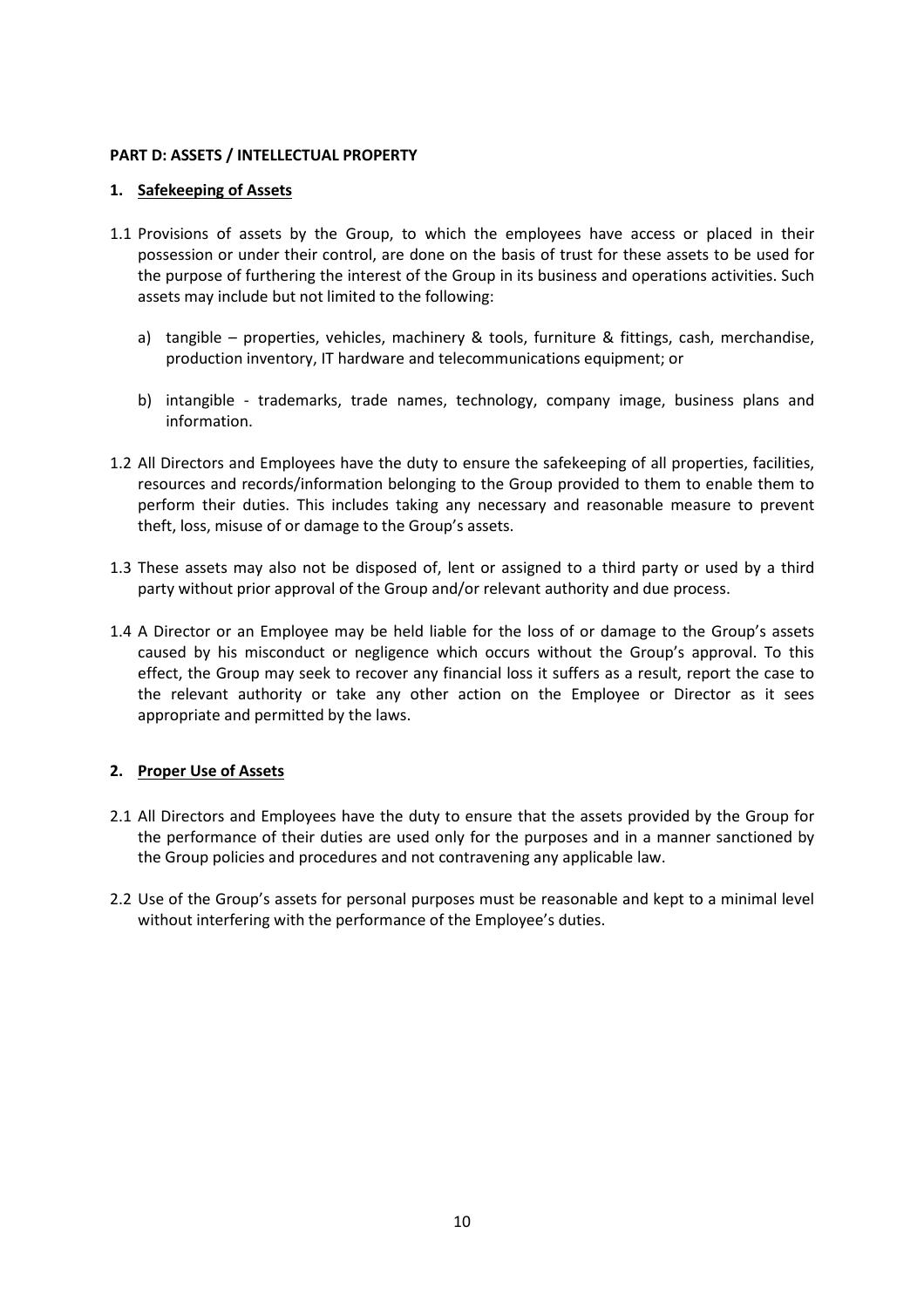**PART D: ASSETS / INTELLECTUAL PROPERTY**

**1. Safekeeping of Assets**

1.1 Provisions of assets by the Group, to which the employees have access or placed in their possession or under their control, are done on the basis of trust for these assets to be used for the purpose of furthering the interest of the Group in its business and operations activities. Such assets may include but not limited to the following:

   a) tangible – properties, vehicles, machinery & tools, furniture & fittings, cash, merchandise, production inventory, IT hardware and telecommunications equipment; or

   b) intangible - trademarks, trade names, technology, company image, business plans and information.

1.2 All Directors and Employees have the duty to ensure the safekeeping of all properties, facilities, resources and records/information belonging to the Group provided to them to enable them to perform their duties. This includes taking any necessary and reasonable measure to prevent theft, loss, misuse of or damage to the Group's assets.

1.3 These assets may also not be disposed of, lent or assigned to a third party or used by a third party without prior approval of the Group and/or relevant authority and due process.

1.4 A Director or an Employee may be held liable for the loss of or damage to the Group's assets caused by his misconduct or negligence which occurs without the Group's approval. To this effect, the Group may seek to recover any financial loss it suffers as a result, report the case to the relevant authority or take any other action on the Employee or Director as it sees appropriate and permitted by the laws.

**2. Proper Use of Assets**

2.1 All Directors and Employees have the duty to ensure that the assets provided by the Group for the performance of their duties are used only for the purposes and in a manner sanctioned by the Group policies and procedures and not contravening any applicable law.

2.2 Use of the Group's assets for personal purposes must be reasonable and kept to a minimal level without interfering with the performance of the Employee's duties.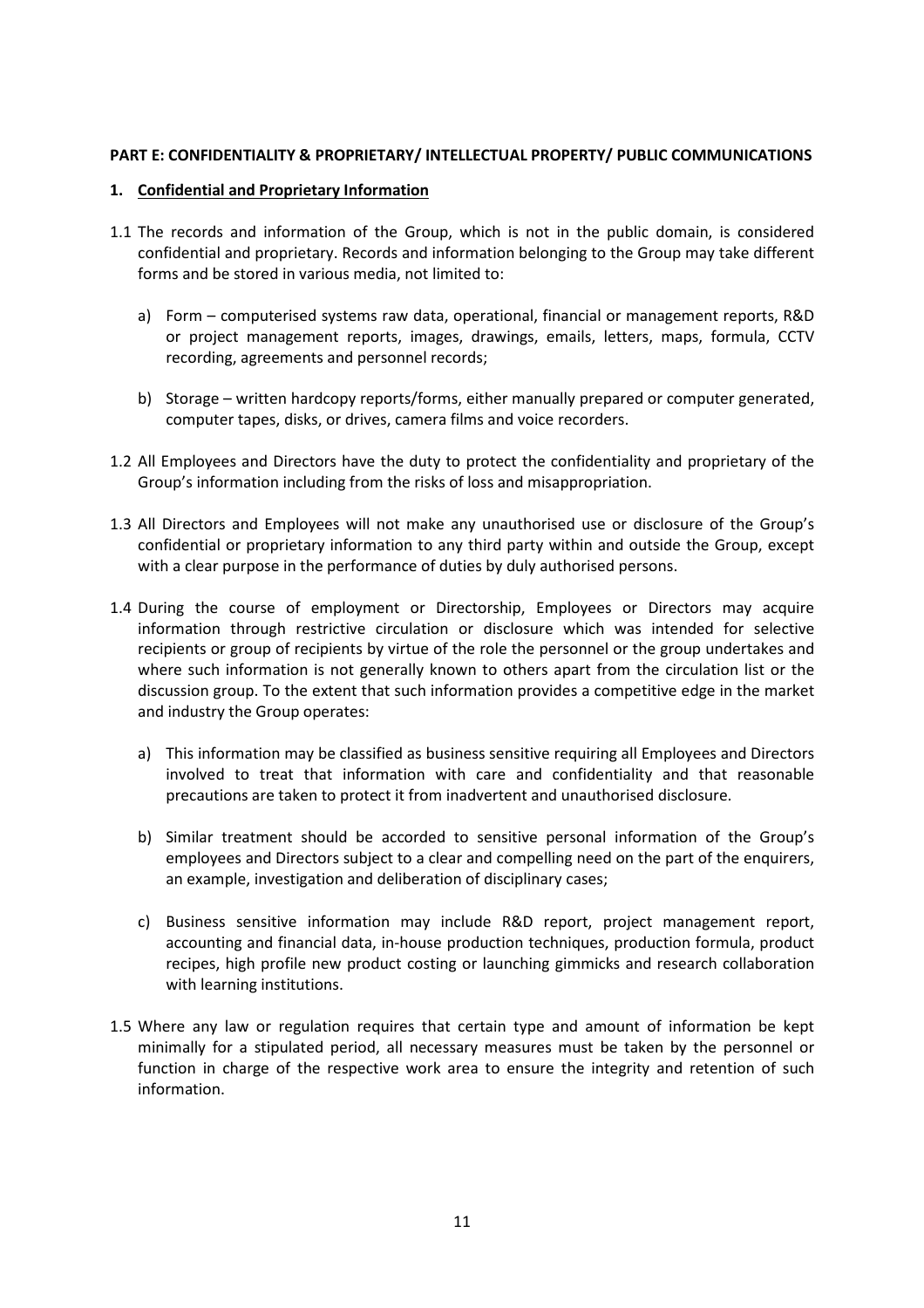**PART E: CONFIDENTIALITY & PROPRIETARY/ INTELLECTUAL PROPERTY/ PUBLIC COMMUNICATIONS**

## 1. Confidential and Proprietary Information

1.1 The records and information of the Group, which is not in the public domain, is considered confidential and proprietary. Records and information belonging to the Group may take different forms and be stored in various media, not limited to:

a) Form – computerised systems raw data, operational, financial or management reports, R&D or project management reports, images, drawings, emails, letters, maps, formula, CCTV recording, agreements and personnel records;

b) Storage – written hardcopy reports/forms, either manually prepared or computer generated, computer tapes, disks, or drives, camera films and voice recorders.

1.2 All Employees and Directors have the duty to protect the confidentiality and proprietary of the Group's information including from the risks of loss and misappropriation.

1.3 All Directors and Employees will not make any unauthorised use or disclosure of the Group's confidential or proprietary information to any third party within and outside the Group, except with a clear purpose in the performance of duties by duly authorised persons.

1.4 During the course of employment or Directorship, Employees or Directors may acquire information through restrictive circulation or disclosure which was intended for selective recipients or group of recipients by virtue of the role the personnel or the group undertakes and where such information is not generally known to others apart from the circulation list or the discussion group. To the extent that such information provides a competitive edge in the market and industry the Group operates:

a) This information may be classified as business sensitive requiring all Employees and Directors involved to treat that information with care and confidentiality and that reasonable precautions are taken to protect it from inadvertent and unauthorised disclosure.

b) Similar treatment should be accorded to sensitive personal information of the Group's employees and Directors subject to a clear and compelling need on the part of the enquirers, an example, investigation and deliberation of disciplinary cases;

c) Business sensitive information may include R&D report, project management report, accounting and financial data, in-house production techniques, production formula, product recipes, high profile new product costing or launching gimmicks and research collaboration with learning institutions.

1.5 Where any law or regulation requires that certain type and amount of information be kept minimally for a stipulated period, all necessary measures must be taken by the personnel or function in charge of the respective work area to ensure the integrity and retention of such information.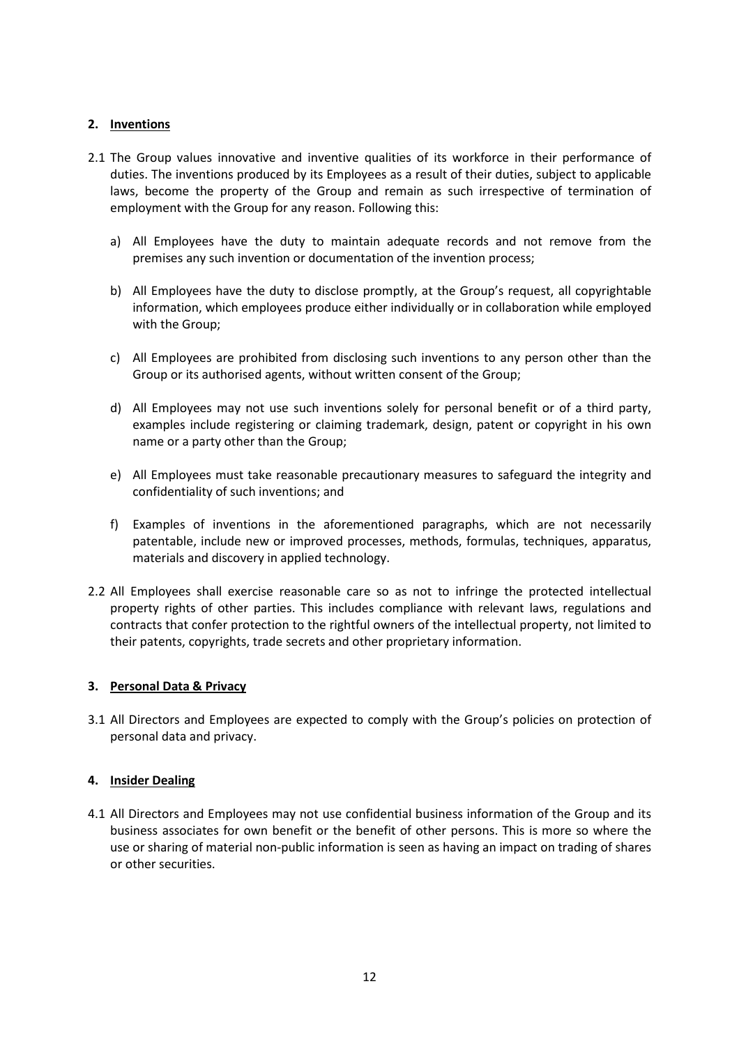## 2. Inventions

2.1 The Group values innovative and inventive qualities of its workforce in their performance of duties. The inventions produced by its Employees as a result of their duties, subject to applicable laws, become the property of the Group and remain as such irrespective of termination of employment with the Group for any reason. Following this:

a) All Employees have the duty to maintain adequate records and not remove from the premises any such invention or documentation of the invention process;

b) All Employees have the duty to disclose promptly, at the Group's request, all copyrightable information, which employees produce either individually or in collaboration while employed with the Group;

c) All Employees are prohibited from disclosing such inventions to any person other than the Group or its authorised agents, without written consent of the Group;

d) All Employees may not use such inventions solely for personal benefit or of a third party, examples include registering or claiming trademark, design, patent or copyright in his own name or a party other than the Group;

e) All Employees must take reasonable precautionary measures to safeguard the integrity and confidentiality of such inventions; and

f) Examples of inventions in the aforementioned paragraphs, which are not necessarily patentable, include new or improved processes, methods, formulas, techniques, apparatus, materials and discovery in applied technology.

2.2 All Employees shall exercise reasonable care so as not to infringe the protected intellectual property rights of other parties. This includes compliance with relevant laws, regulations and contracts that confer protection to the rightful owners of the intellectual property, not limited to their patents, copyrights, trade secrets and other proprietary information.

## 3. Personal Data & Privacy

3.1 All Directors and Employees are expected to comply with the Group's policies on protection of personal data and privacy.

## 4. Insider Dealing

4.1 All Directors and Employees may not use confidential business information of the Group and its business associates for own benefit or the benefit of other persons. This is more so where the use or sharing of material non-public information is seen as having an impact on trading of shares or other securities.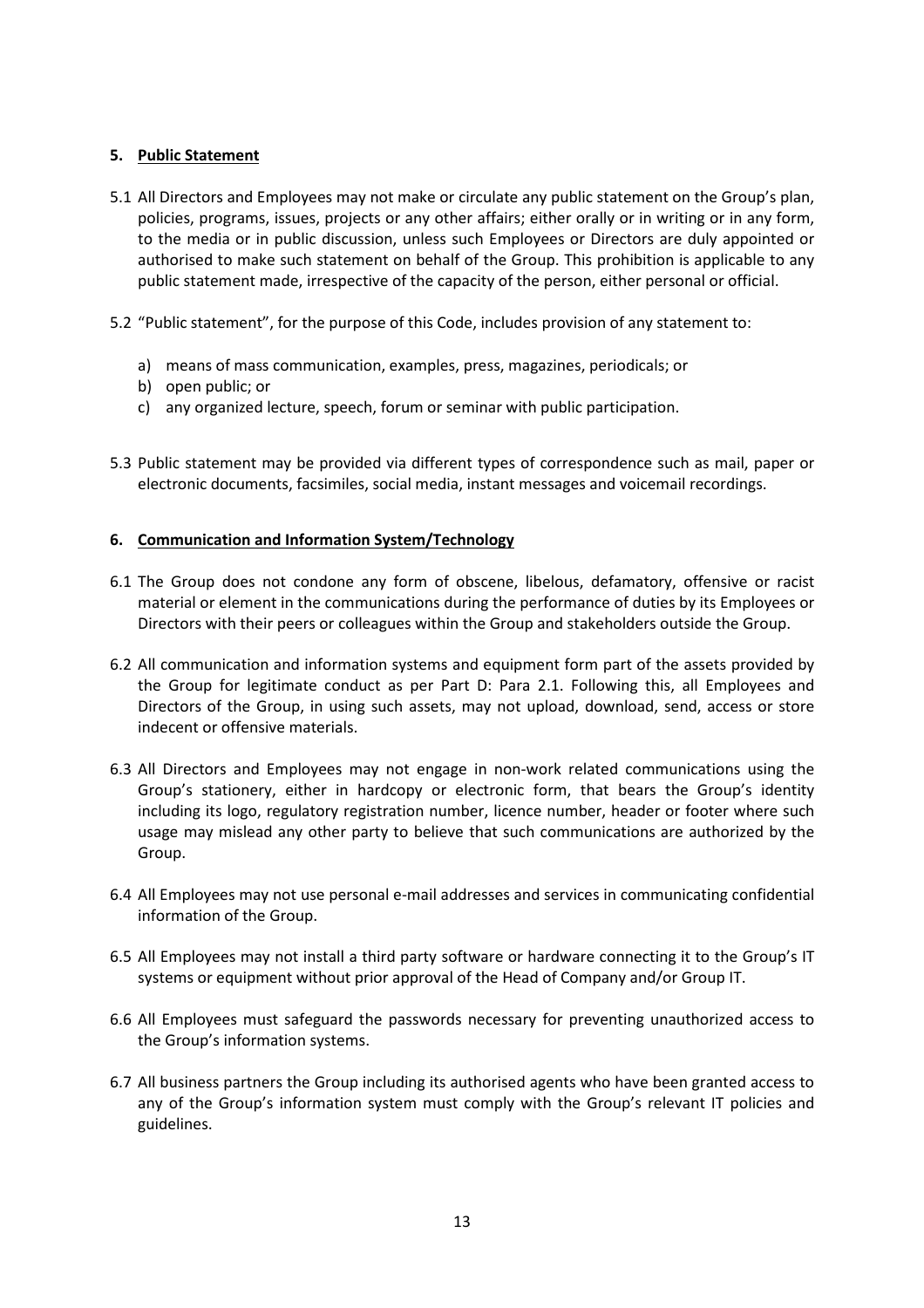## 5. Public Statement

5.1 All Directors and Employees may not make or circulate any public statement on the Group's plan, policies, programs, issues, projects or any other affairs; either orally or in writing or in any form, to the media or in public discussion, unless such Employees or Directors are duly appointed or authorised to make such statement on behalf of the Group. This prohibition is applicable to any public statement made, irrespective of the capacity of the person, either personal or official.

5.2 "Public statement", for the purpose of this Code, includes provision of any statement to:

a) means of mass communication, examples, press, magazines, periodicals; or
b) open public; or
c) any organized lecture, speech, forum or seminar with public participation.

5.3 Public statement may be provided via different types of correspondence such as mail, paper or electronic documents, facsimiles, social media, instant messages and voicemail recordings.

## 6. Communication and Information System/Technology

6.1 The Group does not condone any form of obscene, libelous, defamatory, offensive or racist material or element in the communications during the performance of duties by its Employees or Directors with their peers or colleagues within the Group and stakeholders outside the Group.

6.2 All communication and information systems and equipment form part of the assets provided by the Group for legitimate conduct as per Part D: Para 2.1. Following this, all Employees and Directors of the Group, in using such assets, may not upload, download, send, access or store indecent or offensive materials.

6.3 All Directors and Employees may not engage in non-work related communications using the Group's stationery, either in hardcopy or electronic form, that bears the Group's identity including its logo, regulatory registration number, licence number, header or footer where such usage may mislead any other party to believe that such communications are authorized by the Group.

6.4 All Employees may not use personal e-mail addresses and services in communicating confidential information of the Group.

6.5 All Employees may not install a third party software or hardware connecting it to the Group's IT systems or equipment without prior approval of the Head of Company and/or Group IT.

6.6 All Employees must safeguard the passwords necessary for preventing unauthorized access to the Group's information systems.

6.7 All business partners the Group including its authorised agents who have been granted access to any of the Group's information system must comply with the Group's relevant IT policies and guidelines.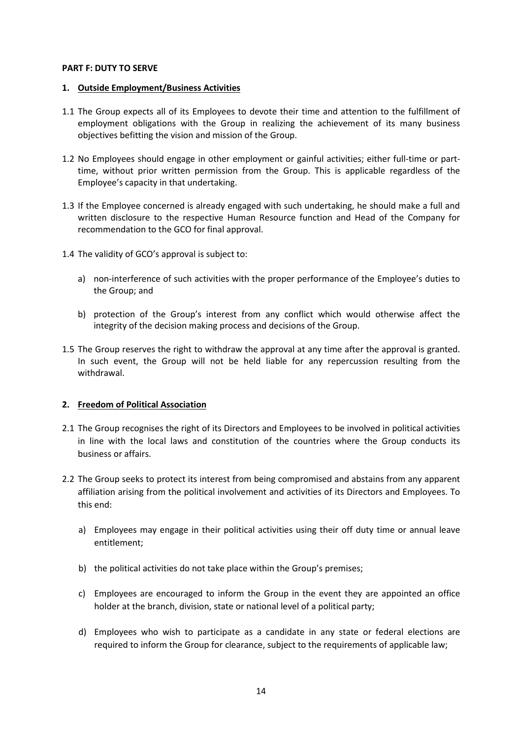**PART F: DUTY TO SERVE**

**1. Outside Employment/Business Activities**

1.1 The Group expects all of its Employees to devote their time and attention to the fulfillment of employment obligations with the Group in realizing the achievement of its many business objectives befitting the vision and mission of the Group.

1.2 No Employees should engage in other employment or gainful activities; either full-time or part-time, without prior written permission from the Group. This is applicable regardless of the Employee's capacity in that undertaking.

1.3 If the Employee concerned is already engaged with such undertaking, he should make a full and written disclosure to the respective Human Resource function and Head of the Company for recommendation to the GCO for final approval.

1.4 The validity of GCO's approval is subject to:

a) non-interference of such activities with the proper performance of the Employee's duties to the Group; and

b) protection of the Group's interest from any conflict which would otherwise affect the integrity of the decision making process and decisions of the Group.

1.5 The Group reserves the right to withdraw the approval at any time after the approval is granted. In such event, the Group will not be held liable for any repercussion resulting from the withdrawal.

**2. Freedom of Political Association**

2.1 The Group recognises the right of its Directors and Employees to be involved in political activities in line with the local laws and constitution of the countries where the Group conducts its business or affairs.

2.2 The Group seeks to protect its interest from being compromised and abstains from any apparent affiliation arising from the political involvement and activities of its Directors and Employees. To this end:

a) Employees may engage in their political activities using their off duty time or annual leave entitlement;

b) the political activities do not take place within the Group's premises;

c) Employees are encouraged to inform the Group in the event they are appointed an office holder at the branch, division, state or national level of a political party;

d) Employees who wish to participate as a candidate in any state or federal elections are required to inform the Group for clearance, subject to the requirements of applicable law;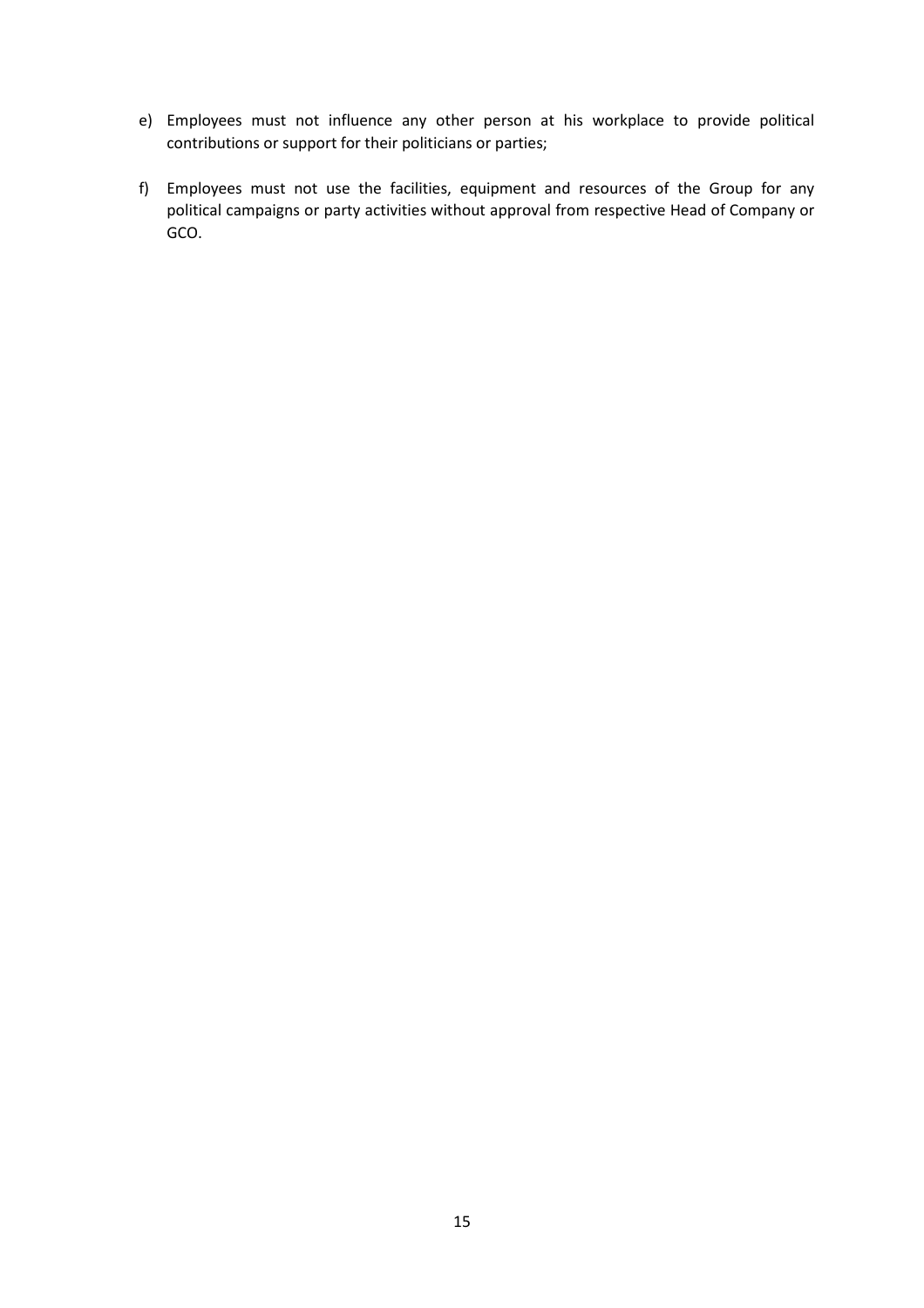e) Employees must not influence any other person at his workplace to provide political contributions or support for their politicians or parties;

f) Employees must not use the facilities, equipment and resources of the Group for any political campaigns or party activities without approval from respective Head of Company or GCO.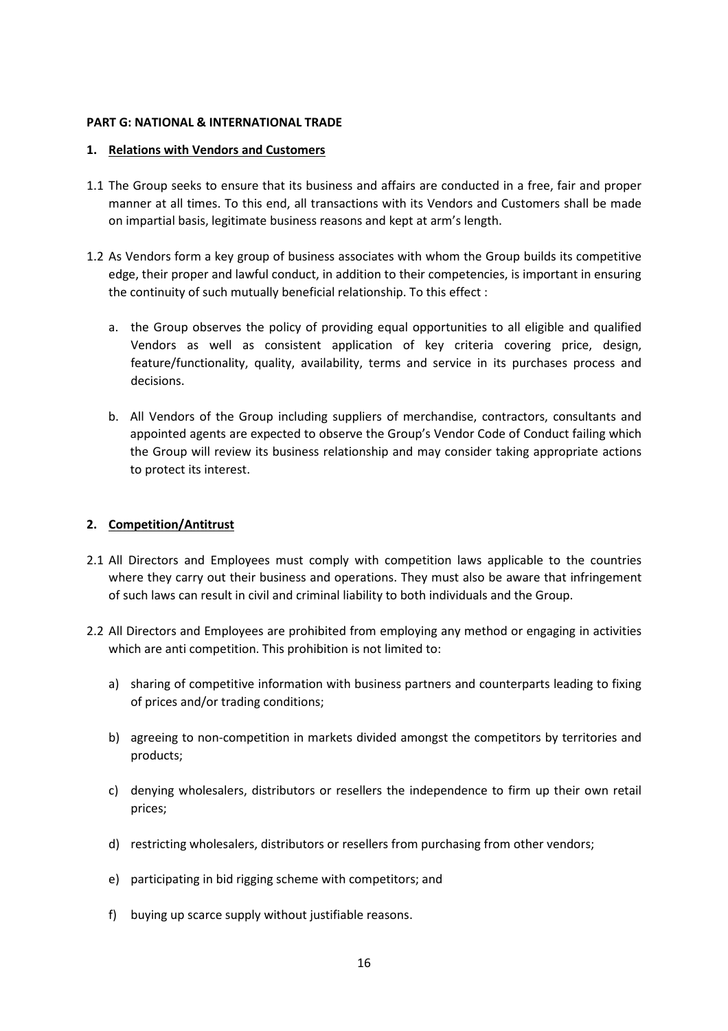**PART G: NATIONAL & INTERNATIONAL TRADE**

**1. Relations with Vendors and Customers**

1.1 The Group seeks to ensure that its business and affairs are conducted in a free, fair and proper manner at all times. To this end, all transactions with its Vendors and Customers shall be made on impartial basis, legitimate business reasons and kept at arm's length.

1.2 As Vendors form a key group of business associates with whom the Group builds its competitive edge, their proper and lawful conduct, in addition to their competencies, is important in ensuring the continuity of such mutually beneficial relationship. To this effect :

   a. the Group observes the policy of providing equal opportunities to all eligible and qualified Vendors as well as consistent application of key criteria covering price, design, feature/functionality, quality, availability, terms and service in its purchases process and decisions.

   b. All Vendors of the Group including suppliers of merchandise, contractors, consultants and appointed agents are expected to observe the Group's Vendor Code of Conduct failing which the Group will review its business relationship and may consider taking appropriate actions to protect its interest.

**2. Competition/Antitrust**

2.1 All Directors and Employees must comply with competition laws applicable to the countries where they carry out their business and operations. They must also be aware that infringement of such laws can result in civil and criminal liability to both individuals and the Group.

2.2 All Directors and Employees are prohibited from employing any method or engaging in activities which are anti competition. This prohibition is not limited to:

   a) sharing of competitive information with business partners and counterparts leading to fixing of prices and/or trading conditions;

   b) agreeing to non-competition in markets divided amongst the competitors by territories and products;

   c) denying wholesalers, distributors or resellers the independence to firm up their own retail prices;

   d) restricting wholesalers, distributors or resellers from purchasing from other vendors;

   e) participating in bid rigging scheme with competitors; and

   f) buying up scarce supply without justifiable reasons.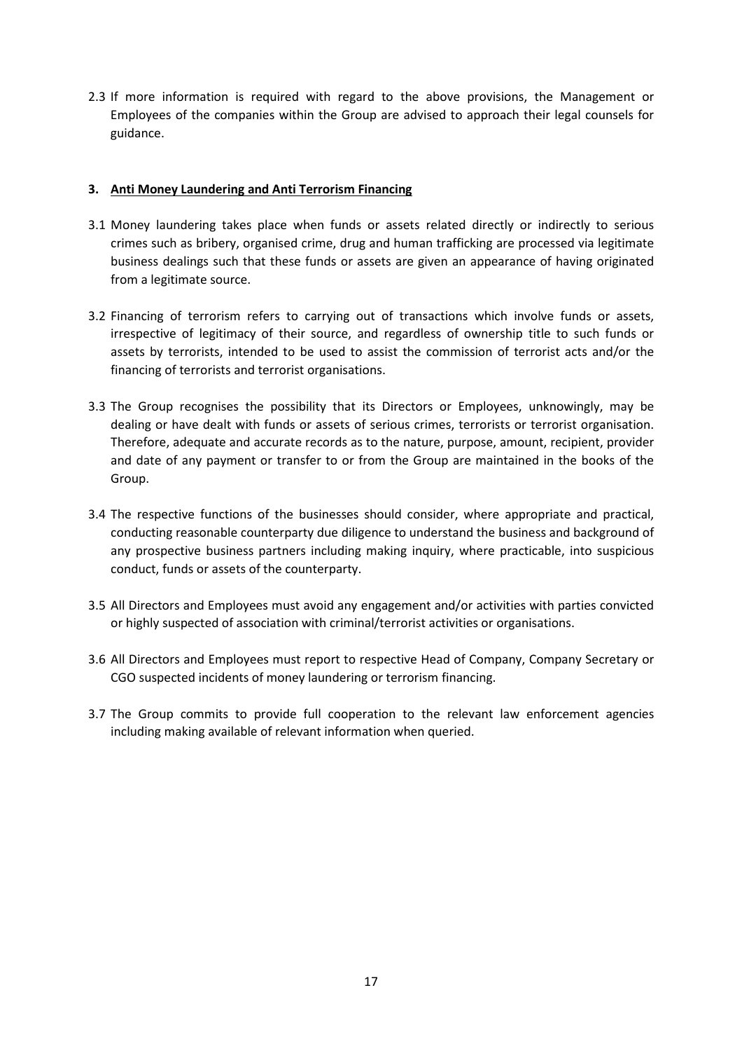2.3 If more information is required with regard to the above provisions, the Management or Employees of the companies within the Group are advised to approach their legal counsels for guidance.

## 3. Anti Money Laundering and Anti Terrorism Financing

3.1 Money laundering takes place when funds or assets related directly or indirectly to serious crimes such as bribery, organised crime, drug and human trafficking are processed via legitimate business dealings such that these funds or assets are given an appearance of having originated from a legitimate source.

3.2 Financing of terrorism refers to carrying out of transactions which involve funds or assets, irrespective of legitimacy of their source, and regardless of ownership title to such funds or assets by terrorists, intended to be used to assist the commission of terrorist acts and/or the financing of terrorists and terrorist organisations.

3.3 The Group recognises the possibility that its Directors or Employees, unknowingly, may be dealing or have dealt with funds or assets of serious crimes, terrorists or terrorist organisation. Therefore, adequate and accurate records as to the nature, purpose, amount, recipient, provider and date of any payment or transfer to or from the Group are maintained in the books of the Group.

3.4 The respective functions of the businesses should consider, where appropriate and practical, conducting reasonable counterparty due diligence to understand the business and background of any prospective business partners including making inquiry, where practicable, into suspicious conduct, funds or assets of the counterparty.

3.5 All Directors and Employees must avoid any engagement and/or activities with parties convicted or highly suspected of association with criminal/terrorist activities or organisations.

3.6 All Directors and Employees must report to respective Head of Company, Company Secretary or CGO suspected incidents of money laundering or terrorism financing.

3.7 The Group commits to provide full cooperation to the relevant law enforcement agencies including making available of relevant information when queried.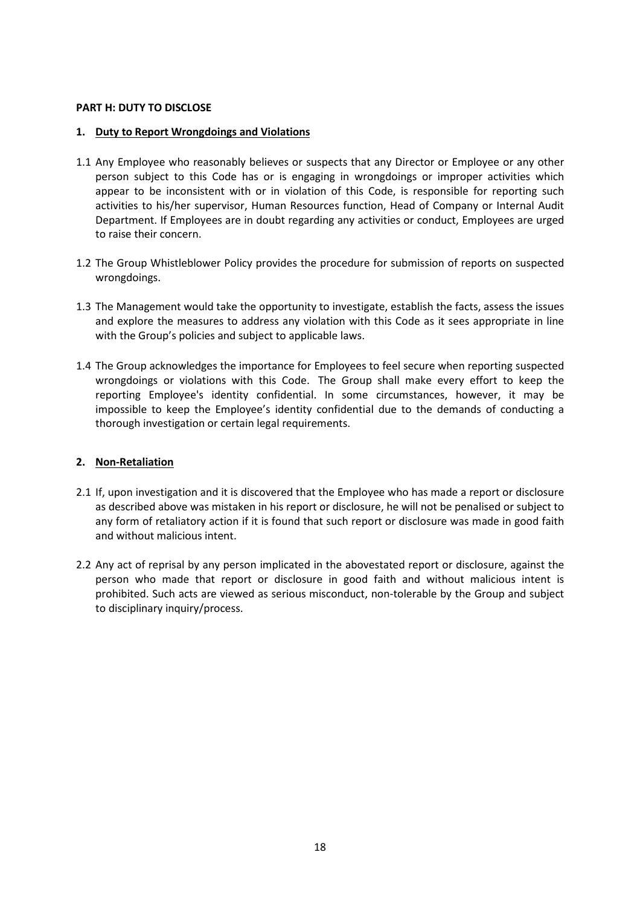## PART H: DUTY TO DISCLOSE

### 1. Duty to Report Wrongdoings and Violations

1.1 Any Employee who reasonably believes or suspects that any Director or Employee or any other person subject to this Code has or is engaging in wrongdoings or improper activities which appear to be inconsistent with or in violation of this Code, is responsible for reporting such activities to his/her supervisor, Human Resources function, Head of Company or Internal Audit Department. If Employees are in doubt regarding any activities or conduct, Employees are urged to raise their concern.

1.2 The Group Whistleblower Policy provides the procedure for submission of reports on suspected wrongdoings.

1.3 The Management would take the opportunity to investigate, establish the facts, assess the issues and explore the measures to address any violation with this Code as it sees appropriate in line with the Group's policies and subject to applicable laws.

1.4 The Group acknowledges the importance for Employees to feel secure when reporting suspected wrongdoings or violations with this Code. The Group shall make every effort to keep the reporting Employee's identity confidential. In some circumstances, however, it may be impossible to keep the Employee's identity confidential due to the demands of conducting a thorough investigation or certain legal requirements.

### 2. Non-Retaliation

2.1 If, upon investigation and it is discovered that the Employee who has made a report or disclosure as described above was mistaken in his report or disclosure, he will not be penalised or subject to any form of retaliatory action if it is found that such report or disclosure was made in good faith and without malicious intent.

2.2 Any act of reprisal by any person implicated in the abovestated report or disclosure, against the person who made that report or disclosure in good faith and without malicious intent is prohibited. Such acts are viewed as serious misconduct, non-tolerable by the Group and subject to disciplinary inquiry/process.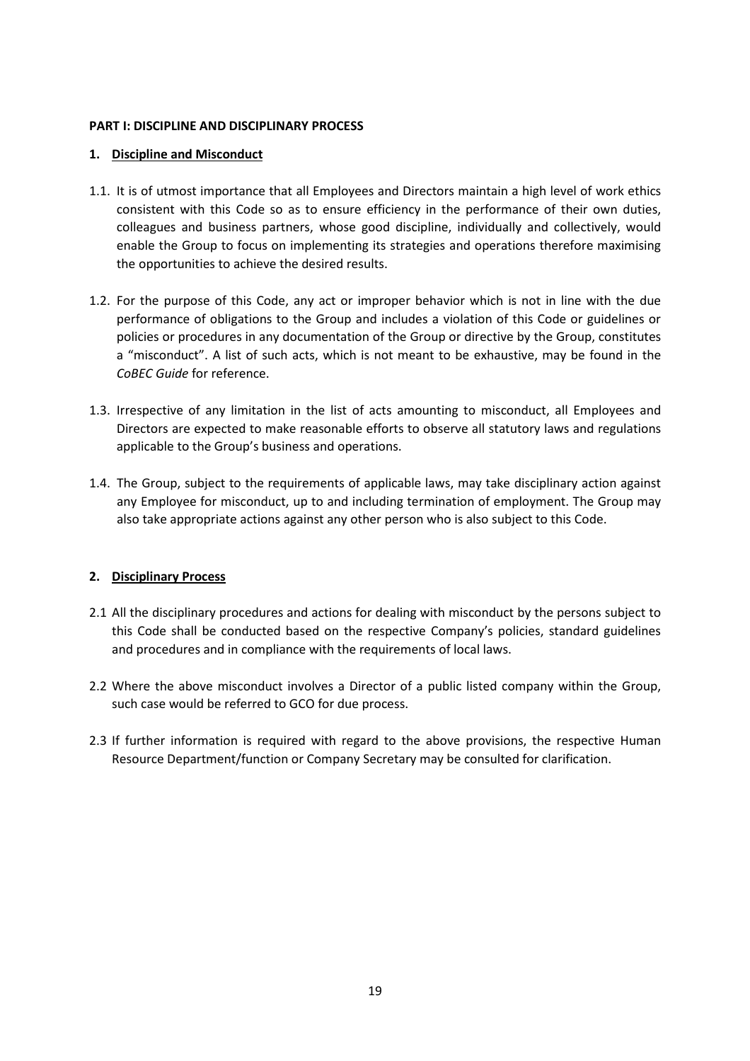**PART I: DISCIPLINE AND DISCIPLINARY PROCESS**

**1. Discipline and Misconduct**

1.1. It is of utmost importance that all Employees and Directors maintain a high level of work ethics consistent with this Code so as to ensure efficiency in the performance of their own duties, colleagues and business partners, whose good discipline, individually and collectively, would enable the Group to focus on implementing its strategies and operations therefore maximising the opportunities to achieve the desired results.

1.2. For the purpose of this Code, any act or improper behavior which is not in line with the due performance of obligations to the Group and includes a violation of this Code or guidelines or policies or procedures in any documentation of the Group or directive by the Group, constitutes a "misconduct". A list of such acts, which is not meant to be exhaustive, may be found in the *CoBEC Guide* for reference.

1.3. Irrespective of any limitation in the list of acts amounting to misconduct, all Employees and Directors are expected to make reasonable efforts to observe all statutory laws and regulations applicable to the Group's business and operations.

1.4. The Group, subject to the requirements of applicable laws, may take disciplinary action against any Employee for misconduct, up to and including termination of employment. The Group may also take appropriate actions against any other person who is also subject to this Code.

**2. Disciplinary Process**

2.1 All the disciplinary procedures and actions for dealing with misconduct by the persons subject to this Code shall be conducted based on the respective Company's policies, standard guidelines and procedures and in compliance with the requirements of local laws.

2.2 Where the above misconduct involves a Director of a public listed company within the Group, such case would be referred to GCO for due process.

2.3 If further information is required with regard to the above provisions, the respective Human Resource Department/function or Company Secretary may be consulted for clarification.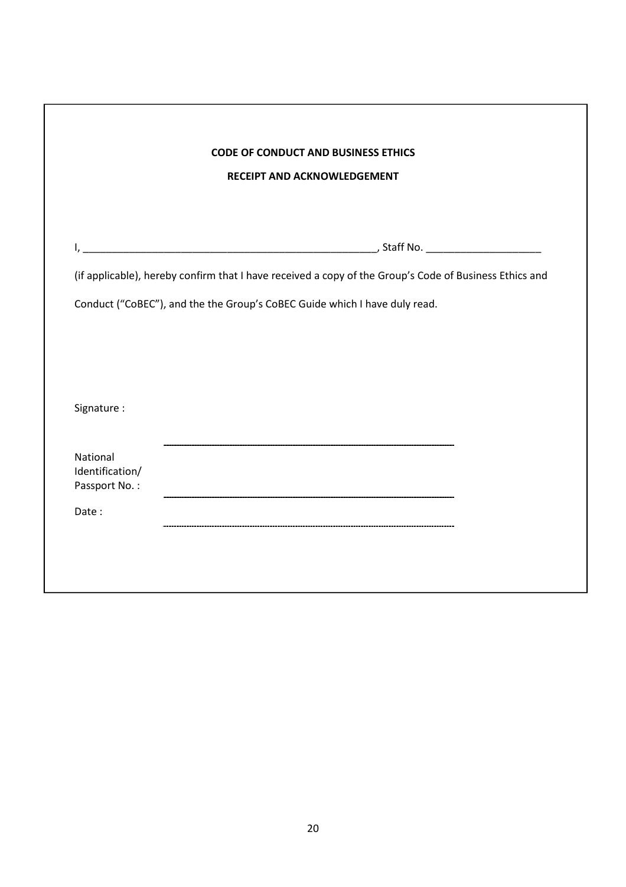**CODE OF CONDUCT AND BUSINESS ETHICS**

**RECEIPT AND ACKNOWLEDGEMENT**

I, _____________________________________________________, Staff No. ____________________ (if applicable), hereby confirm that I have received a copy of the Group's Code of Business Ethics and Conduct ("CoBEC"), and the the Group's CoBEC Guide which I have duly read.

Signature : ______________________________

National Identification/ Passport No. : ______________________________

Date : ______________________________